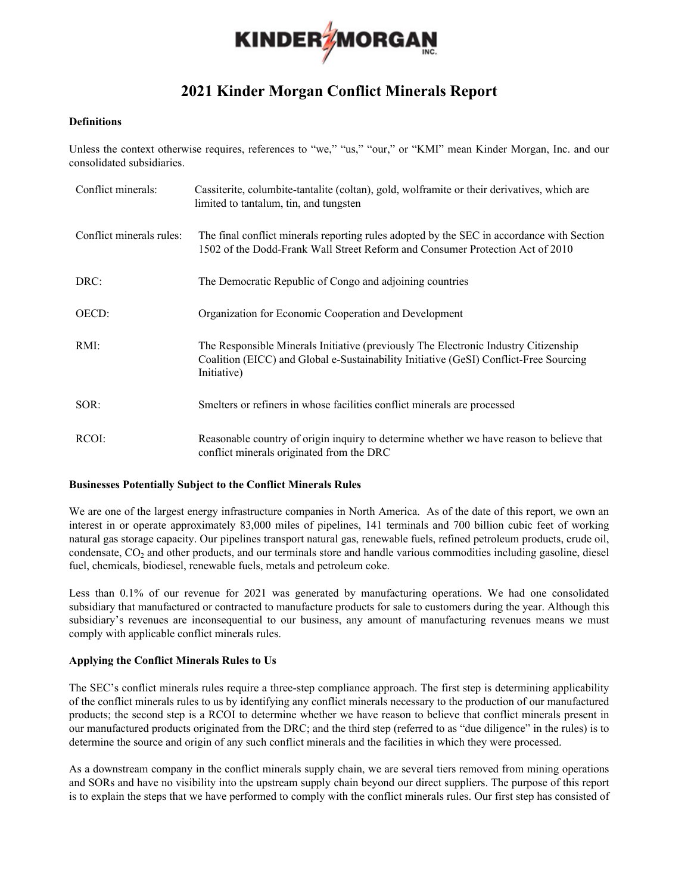# 2021 Kinder Morgan Conflict Minerals Report

**Definitions**

Unless the context otherwise requires, references to "we," "us," "our," or "KMI" mean Kinder Morgan, Inc. and our consolidated subsidiaries.

| | |
|---|---|
| Conflict minerals: | Cassiterite, columbite-tantalite (coltan), gold, wolframite or their derivatives, which are limited to tantalum, tin, and tungsten |
| Conflict minerals rules: | The final conflict minerals reporting rules adopted by the SEC in accordance with Section 1502 of the Dodd-Frank Wall Street Reform and Consumer Protection Act of 2010 |
| DRC: | The Democratic Republic of Congo and adjoining countries |
| OECD: | Organization for Economic Cooperation and Development |
| RMI: | The Responsible Minerals Initiative (previously The Electronic Industry Citizenship Coalition (EICC) and Global e-Sustainability Initiative (GeSI) Conflict-Free Sourcing Initiative) |
| SOR: | Smelters or refiners in whose facilities conflict minerals are processed |
| RCOI: | Reasonable country of origin inquiry to determine whether we have reason to believe that conflict minerals originated from the DRC |

**Businesses Potentially Subject to the Conflict Minerals Rules**

We are one of the largest energy infrastructure companies in North America. As of the date of this report, we own an interest in or operate approximately 83,000 miles of pipelines, 141 terminals and 700 billion cubic feet of working natural gas storage capacity. Our pipelines transport natural gas, renewable fuels, refined petroleum products, crude oil, condensate, $CO_2$ and other products, and our terminals store and handle various commodities including gasoline, diesel fuel, chemicals, biodiesel, renewable fuels, metals and petroleum coke.

Less than 0.1% of our revenue for 2021 was generated by manufacturing operations. We had one consolidated subsidiary that manufactured or contracted to manufacture products for sale to customers during the year. Although this subsidiary's revenues are inconsequential to our business, any amount of manufacturing revenues means we must comply with applicable conflict minerals rules.

**Applying the Conflict Minerals Rules to Us**

The SEC's conflict minerals rules require a three-step compliance approach. The first step is determining applicability of the conflict minerals rules to us by identifying any conflict minerals necessary to the production of our manufactured products; the second step is a RCOI to determine whether we have reason to believe that conflict minerals present in our manufactured products originated from the DRC; and the third step (referred to as "due diligence" in the rules) is to determine the source and origin of any such conflict minerals and the facilities in which they were processed.

As a downstream company in the conflict minerals supply chain, we are several tiers removed from mining operations and SORs and have no visibility into the upstream supply chain beyond our direct suppliers. The purpose of this report is to explain the steps that we have performed to comply with the conflict minerals rules. Our first step has consisted of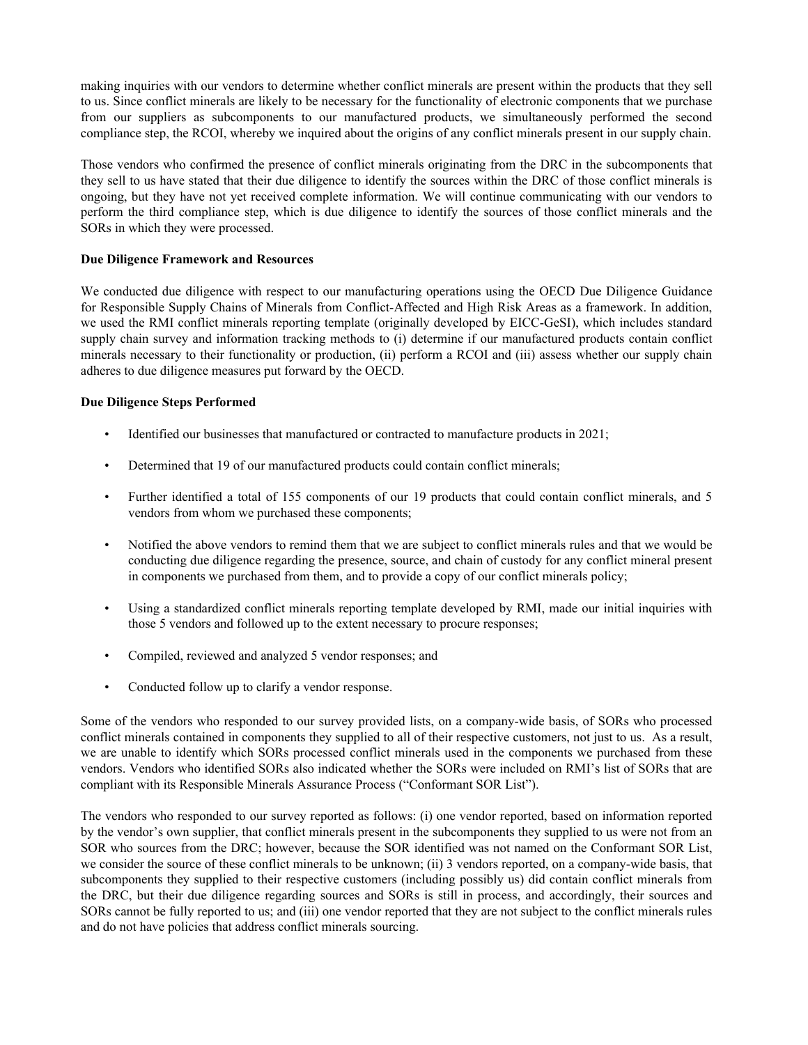making inquiries with our vendors to determine whether conflict minerals are present within the products that they sell to us. Since conflict minerals are likely to be necessary for the functionality of electronic components that we purchase from our suppliers as subcomponents to our manufactured products, we simultaneously performed the second compliance step, the RCOI, whereby we inquired about the origins of any conflict minerals present in our supply chain.

Those vendors who confirmed the presence of conflict minerals originating from the DRC in the subcomponents that they sell to us have stated that their due diligence to identify the sources within the DRC of those conflict minerals is ongoing, but they have not yet received complete information. We will continue communicating with our vendors to perform the third compliance step, which is due diligence to identify the sources of those conflict minerals and the SORs in which they were processed.

**Due Diligence Framework and Resources**

We conducted due diligence with respect to our manufacturing operations using the OECD Due Diligence Guidance for Responsible Supply Chains of Minerals from Conflict-Affected and High Risk Areas as a framework. In addition, we used the RMI conflict minerals reporting template (originally developed by EICC-GeSI), which includes standard supply chain survey and information tracking methods to (i) determine if our manufactured products contain conflict minerals necessary to their functionality or production, (ii) perform a RCOI and (iii) assess whether our supply chain adheres to due diligence measures put forward by the OECD.

**Due Diligence Steps Performed**

- Identified our businesses that manufactured or contracted to manufacture products in 2021;
- Determined that 19 of our manufactured products could contain conflict minerals;
- Further identified a total of 155 components of our 19 products that could contain conflict minerals, and 5 vendors from whom we purchased these components;
- Notified the above vendors to remind them that we are subject to conflict minerals rules and that we would be conducting due diligence regarding the presence, source, and chain of custody for any conflict mineral present in components we purchased from them, and to provide a copy of our conflict minerals policy;
- Using a standardized conflict minerals reporting template developed by RMI, made our initial inquiries with those 5 vendors and followed up to the extent necessary to procure responses;
- Compiled, reviewed and analyzed 5 vendor responses; and
- Conducted follow up to clarify a vendor response.

Some of the vendors who responded to our survey provided lists, on a company-wide basis, of SORs who processed conflict minerals contained in components they supplied to all of their respective customers, not just to us. As a result, we are unable to identify which SORs processed conflict minerals used in the components we purchased from these vendors. Vendors who identified SORs also indicated whether the SORs were included on RMI's list of SORs that are compliant with its Responsible Minerals Assurance Process ("Conformant SOR List").

The vendors who responded to our survey reported as follows: (i) one vendor reported, based on information reported by the vendor's own supplier, that conflict minerals present in the subcomponents they supplied to us were not from an SOR who sources from the DRC; however, because the SOR identified was not named on the Conformant SOR List, we consider the source of these conflict minerals to be unknown; (ii) 3 vendors reported, on a company-wide basis, that subcomponents they supplied to their respective customers (including possibly us) did contain conflict minerals from the DRC, but their due diligence regarding sources and SORs is still in process, and accordingly, their sources and SORs cannot be fully reported to us; and (iii) one vendor reported that they are not subject to the conflict minerals rules and do not have policies that address conflict minerals sourcing.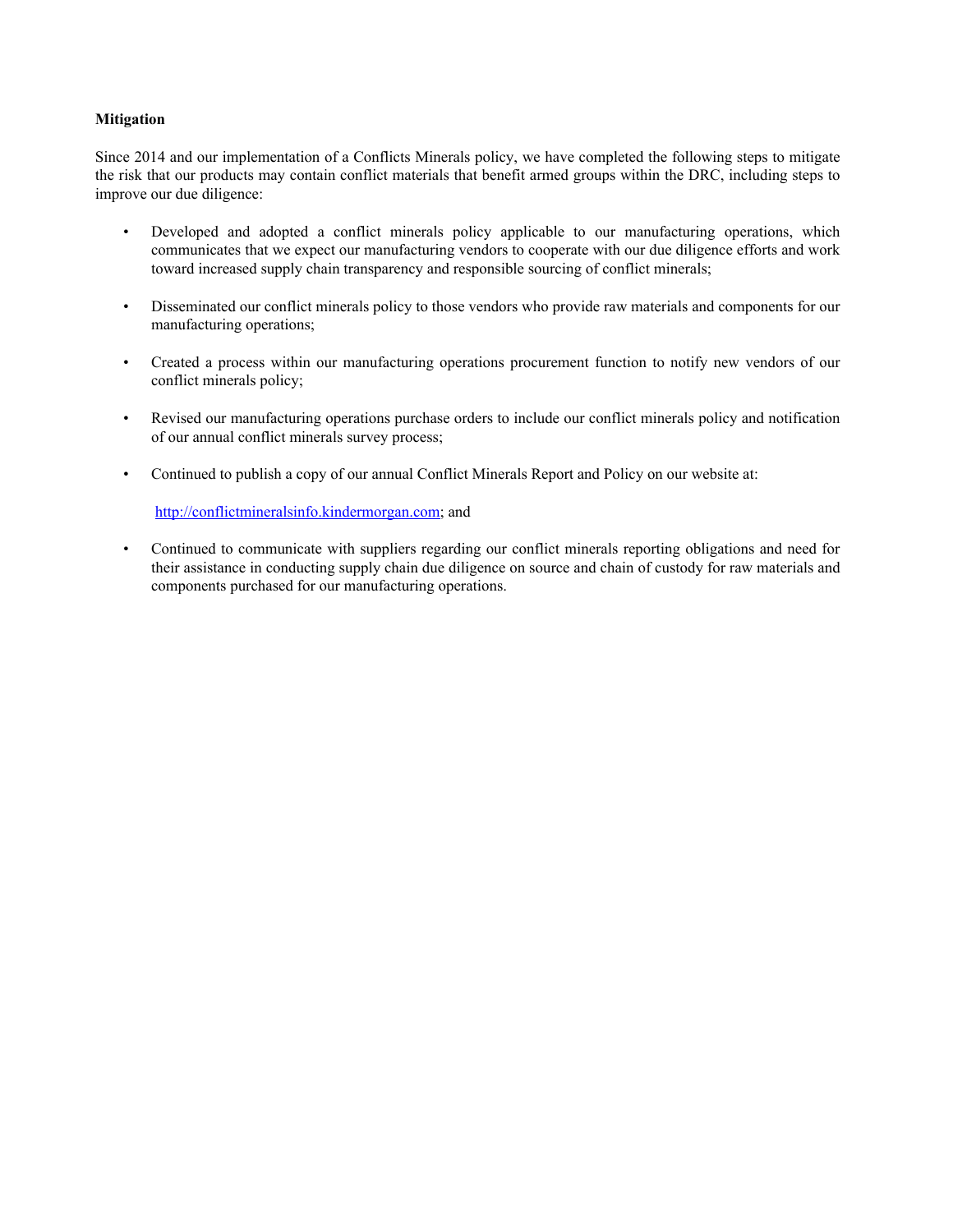**Mitigation**

Since 2014 and our implementation of a Conflicts Minerals policy, we have completed the following steps to mitigate the risk that our products may contain conflict materials that benefit armed groups within the DRC, including steps to improve our due diligence:

- Developed and adopted a conflict minerals policy applicable to our manufacturing operations, which communicates that we expect our manufacturing vendors to cooperate with our due diligence efforts and work toward increased supply chain transparency and responsible sourcing of conflict minerals;
- Disseminated our conflict minerals policy to those vendors who provide raw materials and components for our manufacturing operations;
- Created a process within our manufacturing operations procurement function to notify new vendors of our conflict minerals policy;
- Revised our manufacturing operations purchase orders to include our conflict minerals policy and notification of our annual conflict minerals survey process;
- Continued to publish a copy of our annual Conflict Minerals Report and Policy on our website at:

  http://conflictmineralsinfo.kindermorgan.com; and
- Continued to communicate with suppliers regarding our conflict minerals reporting obligations and need for their assistance in conducting supply chain due diligence on source and chain of custody for raw materials and components purchased for our manufacturing operations.